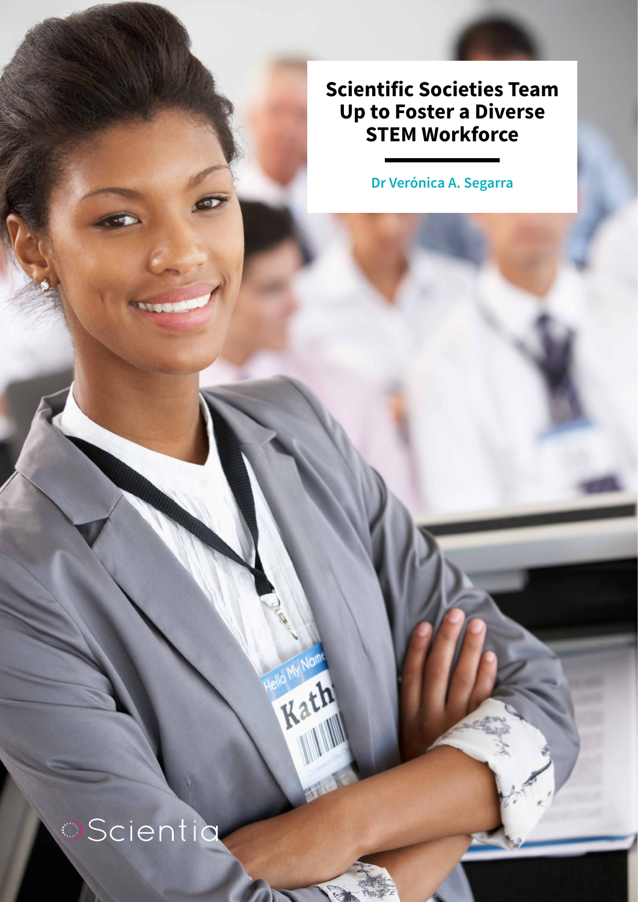# Scientific Societies Team Up to Foster a Diverse STEM Workforce

**Dr Verónica A. Segarra**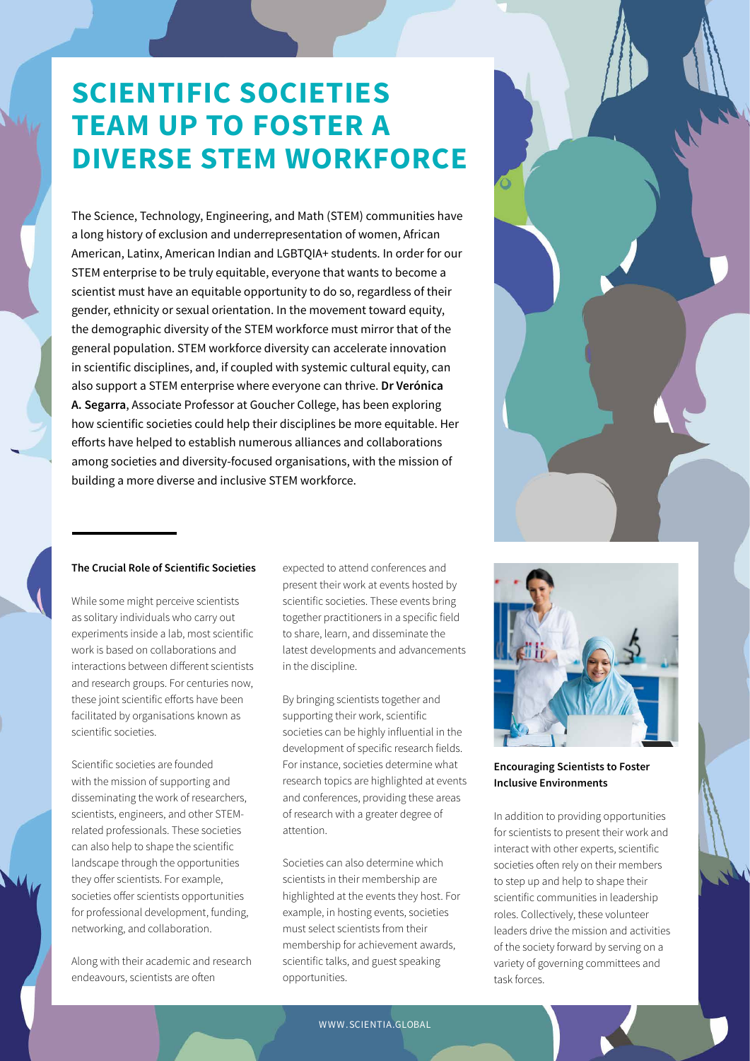# SCIENTIFIC SOCIETIES TEAM UP TO FOSTER A DIVERSE STEM WORKFORCE

The Science, Technology, Engineering, and Math (STEM) communities have a long history of exclusion and underrepresentation of women, African American, Latinx, American Indian and LGBTQIA+ students. In order for our STEM enterprise to be truly equitable, everyone that wants to become a scientist must have an equitable opportunity to do so, regardless of their gender, ethnicity or sexual orientation. In the movement toward equity, the demographic diversity of the STEM workforce must mirror that of the general population. STEM workforce diversity can accelerate innovation in scientific disciplines, and, if coupled with systemic cultural equity, can also support a STEM enterprise where everyone can thrive. **Dr Verónica A. Segarra**, Associate Professor at Goucher College, has been exploring how scientific societies could help their disciplines be more equitable. Her efforts have helped to establish numerous alliances and collaborations among societies and diversity-focused organisations, with the mission of building a more diverse and inclusive STEM workforce.

### The Crucial Role of Scientific Societies

While some might perceive scientists as solitary individuals who carry out experiments inside a lab, most scientific work is based on collaborations and interactions between different scientists and research groups. For centuries now, these joint scientific efforts have been facilitated by organisations known as scientific societies.

Scientific societies are founded with the mission of supporting and disseminating the work of researchers, scientists, engineers, and other STEM-related professionals. These societies can also help to shape the scientific landscape through the opportunities they offer scientists. For example, societies offer scientists opportunities for professional development, funding, networking, and collaboration.

Along with their academic and research endeavours, scientists are often expected to attend conferences and present their work at events hosted by scientific societies. These events bring together practitioners in a specific field to share, learn, and disseminate the latest developments and advancements in the discipline.

By bringing scientists together and supporting their work, scientific societies can be highly influential in the development of specific research fields. For instance, societies determine what research topics are highlighted at events and conferences, providing these areas of research with a greater degree of attention.

Societies can also determine which scientists in their membership are highlighted at the events they host. For example, in hosting events, societies must select scientists from their membership for achievement awards, scientific talks, and guest speaking opportunities.

### Encouraging Scientists to Foster Inclusive Environments

In addition to providing opportunities for scientists to present their work and interact with other experts, scientific societies often rely on their members to step up and help to shape their scientific communities in leadership roles. Collectively, these volunteer leaders drive the mission and activities of the society forward by serving on a variety of governing committees and task forces.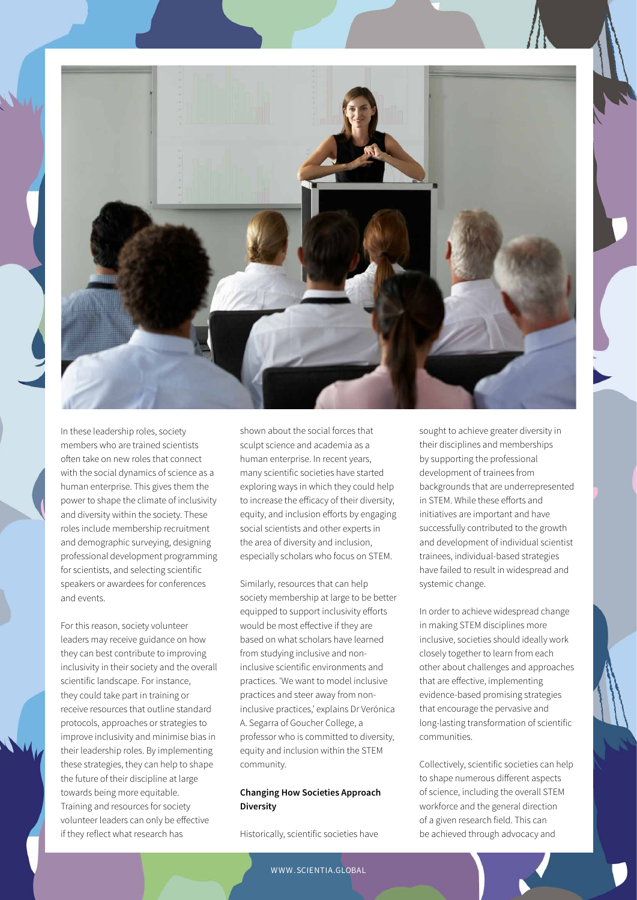In these leadership roles, society members who are trained scientists often take on new roles that connect with the social dynamics of science as a human enterprise. This gives them the power to shape the climate of inclusivity and diversity within the society. These roles include membership recruitment and demographic surveying, designing professional development programming for scientists, and selecting scientific speakers or awardees for conferences and events.

For this reason, society volunteer leaders may receive guidance on how they can best contribute to improving inclusivity in their society and the overall scientific landscape. For instance, they could take part in training or receive resources that outline standard protocols, approaches or strategies to improve inclusivity and minimise bias in their leadership roles. By implementing these strategies, they can help to shape the future of their discipline at large towards being more equitable. Training and resources for society volunteer leaders can only be effective if they reflect what research has shown about the social forces that sculpt science and academia as a human enterprise. In recent years, many scientific societies have started exploring ways in which they could help to increase the efficacy of their diversity, equity, and inclusion efforts by engaging social scientists and other experts in the area of diversity and inclusion, especially scholars who focus on STEM.

Similarly, resources that can help society membership at large to be better equipped to support inclusivity efforts would be most effective if they are based on what scholars have learned from studying inclusive and non-inclusive scientific environments and practices. 'We want to model inclusive practices and steer away from non-inclusive practices,' explains Dr Verónica A. Segarra of Goucher College, a professor who is committed to diversity, equity and inclusion within the STEM community.

### Changing How Societies Approach Diversity

Historically, scientific societies have sought to achieve greater diversity in their disciplines and memberships by supporting the professional development of trainees from backgrounds that are underrepresented in STEM. While these efforts and initiatives are important and have successfully contributed to the growth and development of individual scientist trainees, individual-based strategies have failed to result in widespread and systemic change.

In order to achieve widespread change in making STEM disciplines more inclusive, societies should ideally work closely together to learn from each other about challenges and approaches that are effective, implementing evidence-based promising strategies that encourage the pervasive and long-lasting transformation of scientific communities.

Collectively, scientific societies can help to shape numerous different aspects of science, including the overall STEM workforce and the general direction of a given research field. This can be achieved through advocacy and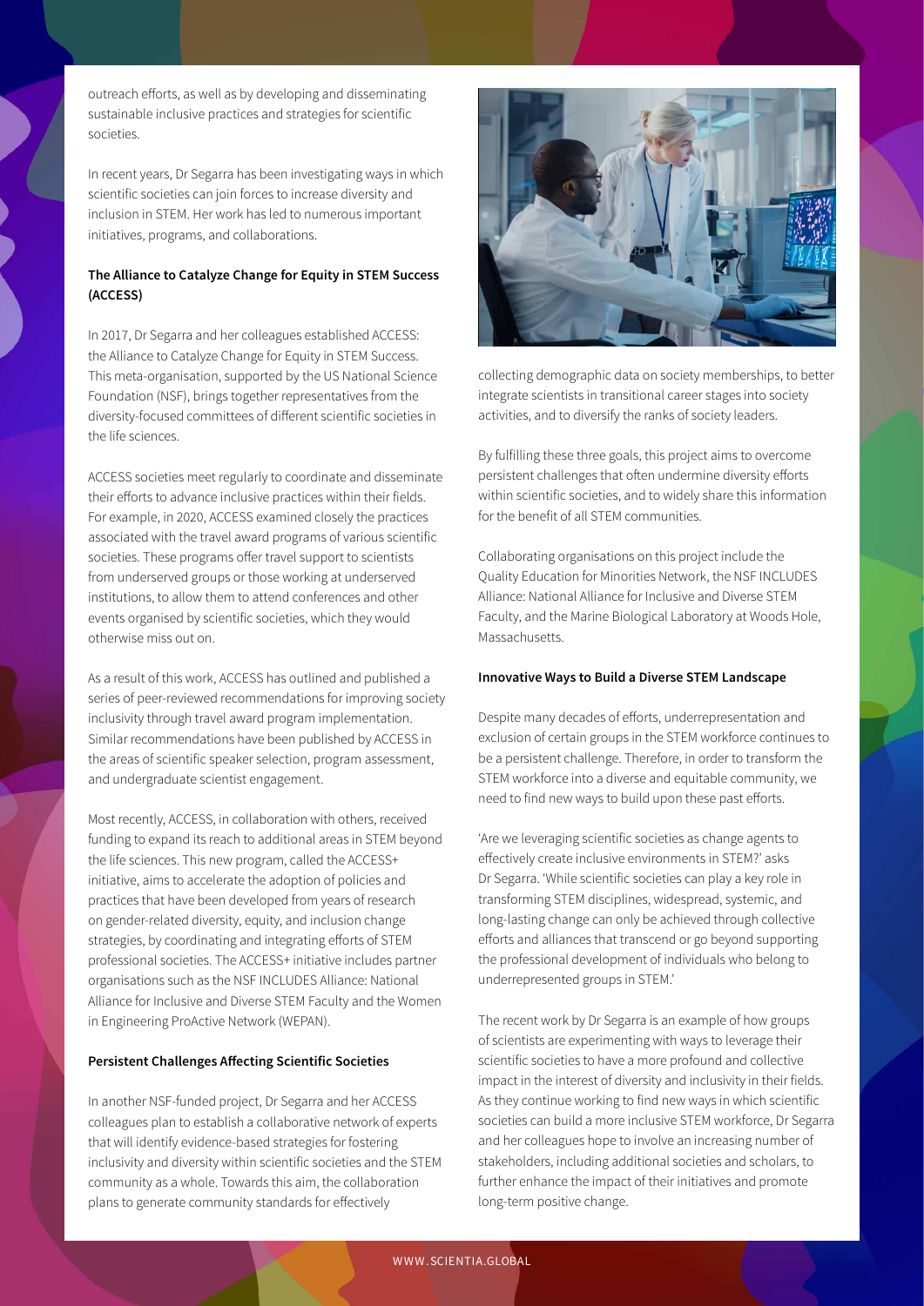outreach efforts, as well as by developing and disseminating sustainable inclusive practices and strategies for scientific societies.

In recent years, Dr Segarra has been investigating ways in which scientific societies can join forces to increase diversity and inclusion in STEM. Her work has led to numerous important initiatives, programs, and collaborations.

### The Alliance to Catalyze Change for Equity in STEM Success (ACCESS)

In 2017, Dr Segarra and her colleagues established ACCESS: the Alliance to Catalyze Change for Equity in STEM Success. This meta-organisation, supported by the US National Science Foundation (NSF), brings together representatives from the diversity-focused committees of different scientific societies in the life sciences.

ACCESS societies meet regularly to coordinate and disseminate their efforts to advance inclusive practices within their fields. For example, in 2020, ACCESS examined closely the practices associated with the travel award programs of various scientific societies. These programs offer travel support to scientists from underserved groups or those working at underserved institutions, to allow them to attend conferences and other events organised by scientific societies, which they would otherwise miss out on.

As a result of this work, ACCESS has outlined and published a series of peer-reviewed recommendations for improving society inclusivity through travel award program implementation. Similar recommendations have been published by ACCESS in the areas of scientific speaker selection, program assessment, and undergraduate scientist engagement.

Most recently, ACCESS, in collaboration with others, received funding to expand its reach to additional areas in STEM beyond the life sciences. This new program, called the ACCESS+ initiative, aims to accelerate the adoption of policies and practices that have been developed from years of research on gender-related diversity, equity, and inclusion change strategies, by coordinating and integrating efforts of STEM professional societies. The ACCESS+ initiative includes partner organisations such as the NSF INCLUDES Alliance: National Alliance for Inclusive and Diverse STEM Faculty and the Women in Engineering ProActive Network (WEPAN).

### Persistent Challenges Affecting Scientific Societies

In another NSF-funded project, Dr Segarra and her ACCESS colleagues plan to establish a collaborative network of experts that will identify evidence-based strategies for fostering inclusivity and diversity within scientific societies and the STEM community as a whole. Towards this aim, the collaboration plans to generate community standards for effectively collecting demographic data on society memberships, to better integrate scientists in transitional career stages into society activities, and to diversify the ranks of society leaders.

By fulfilling these three goals, this project aims to overcome persistent challenges that often undermine diversity efforts within scientific societies, and to widely share this information for the benefit of all STEM communities.

Collaborating organisations on this project include the Quality Education for Minorities Network, the NSF INCLUDES Alliance: National Alliance for Inclusive and Diverse STEM Faculty, and the Marine Biological Laboratory at Woods Hole, Massachusetts.

### Innovative Ways to Build a Diverse STEM Landscape

Despite many decades of efforts, underrepresentation and exclusion of certain groups in the STEM workforce continues to be a persistent challenge. Therefore, in order to transform the STEM workforce into a diverse and equitable community, we need to find new ways to build upon these past efforts.

'Are we leveraging scientific societies as change agents to effectively create inclusive environments in STEM?' asks Dr Segarra. 'While scientific societies can play a key role in transforming STEM disciplines, widespread, systemic, and long-lasting change can only be achieved through collective efforts and alliances that transcend or go beyond supporting the professional development of individuals who belong to underrepresented groups in STEM.'

The recent work by Dr Segarra is an example of how groups of scientists are experimenting with ways to leverage their scientific societies to have a more profound and collective impact in the interest of diversity and inclusivity in their fields. As they continue working to find new ways in which scientific societies can build a more inclusive STEM workforce, Dr Segarra and her colleagues hope to involve an increasing number of stakeholders, including additional societies and scholars, to further enhance the impact of their initiatives and promote long-term positive change.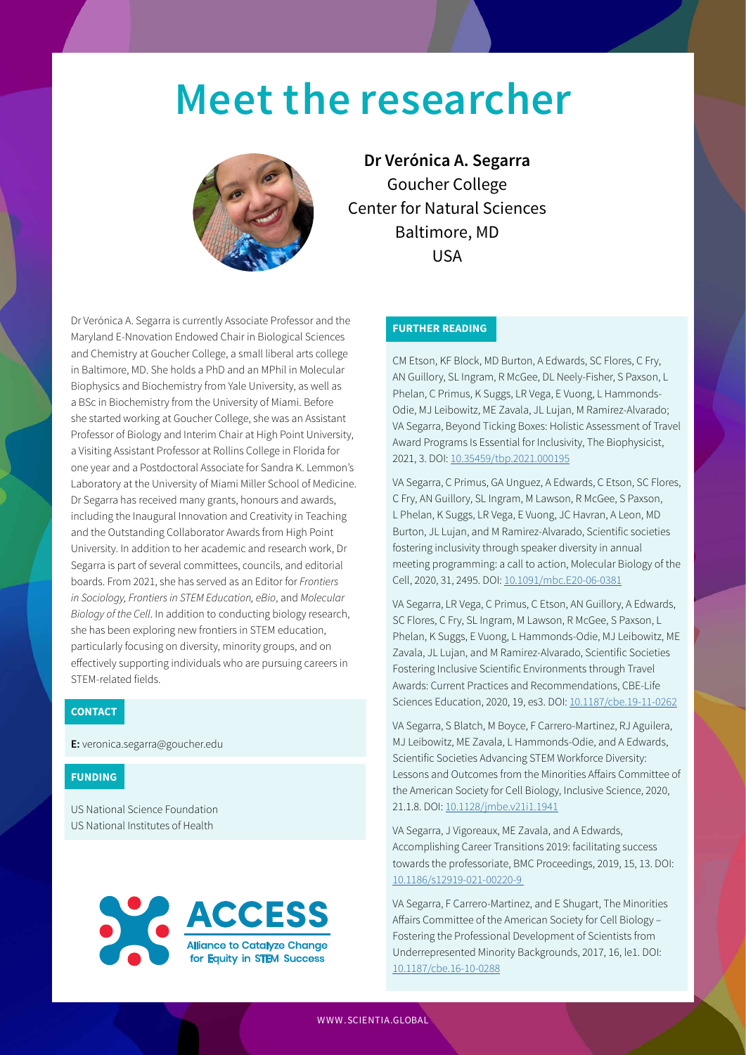# Meet the researcher

**Dr Verónica A. Segarra**
Goucher College
Center for Natural Sciences
Baltimore, MD
USA

Dr Verónica A. Segarra is currently Associate Professor and the Maryland E-Nnovation Endowed Chair in Biological Sciences and Chemistry at Goucher College, a small liberal arts college in Baltimore, MD. She holds a PhD and an MPhil in Molecular Biophysics and Biochemistry from Yale University, as well as a BSc in Biochemistry from the University of Miami. Before she started working at Goucher College, she was an Assistant Professor of Biology and Interim Chair at High Point University, a Visiting Assistant Professor at Rollins College in Florida for one year and a Postdoctoral Associate for Sandra K. Lemmon's Laboratory at the University of Miami Miller School of Medicine. Dr Segarra has received many grants, honours and awards, including the Inaugural Innovation and Creativity in Teaching and the Outstanding Collaborator Awards from High Point University. In addition to her academic and research work, Dr Segarra is part of several committees, councils, and editorial boards. From 2021, she has served as an Editor for *Frontiers in Sociology, Frontiers in STEM Education, eBio*, and *Molecular Biology of the Cell*. In addition to conducting biology research, she has been exploring new frontiers in STEM education, particularly focusing on diversity, minority groups, and on effectively supporting individuals who are pursuing careers in STEM-related fields.

**CONTACT**

**E:** veronica.segarra@goucher.edu

**FUNDING**

US National Science Foundation
US National Institutes of Health

ACCESS
Alliance to Catalyze Change for Equity in STEM Success

**FURTHER READING**

CM Etson, KF Block, MD Burton, A Edwards, SC Flores, C Fry, AN Guillory, SL Ingram, R McGee, DL Neely-Fisher, S Paxson, L Phelan, C Primus, K Suggs, LR Vega, E Vuong, L Hammonds-Odie, MJ Leibowitz, ME Zavala, JL Lujan, M Ramirez-Alvarado; VA Segarra, Beyond Ticking Boxes: Holistic Assessment of Travel Award Programs Is Essential for Inclusivity, The Biophysicist, 2021, 3. DOI: 10.35459/tbp.2021.000195

VA Segarra, C Primus, GA Unguez, A Edwards, C Etson, SC Flores, C Fry, AN Guillory, SL Ingram, M Lawson, R McGee, S Paxson, L Phelan, K Suggs, LR Vega, E Vuong, JC Havran, A Leon, MD Burton, JL Lujan, and M Ramirez-Alvarado, Scientific societies fostering inclusivity through speaker diversity in annual meeting programming: a call to action, Molecular Biology of the Cell, 2020, 31, 2495. DOI: 10.1091/mbc.E20-06-0381

VA Segarra, LR Vega, C Primus, C Etson, AN Guillory, A Edwards, SC Flores, C Fry, SL Ingram, M Lawson, R McGee, S Paxson, L Phelan, K Suggs, E Vuong, L Hammonds-Odie, MJ Leibowitz, ME Zavala, JL Lujan, and M Ramirez-Alvarado, Scientific Societies Fostering Inclusive Scientific Environments through Travel Awards: Current Practices and Recommendations, CBE-Life Sciences Education, 2020, 19, es3. DOI: 10.1187/cbe.19-11-0262

VA Segarra, S Blatch, M Boyce, F Carrero-Martinez, RJ Aguilera, MJ Leibowitz, ME Zavala, L Hammonds-Odie, and A Edwards, Scientific Societies Advancing STEM Workforce Diversity: Lessons and Outcomes from the Minorities Affairs Committee of the American Society for Cell Biology, Inclusive Science, 2020, 21.1.8. DOI: 10.1128/jmbe.v21i1.1941

VA Segarra, J Vigoreaux, ME Zavala, and A Edwards, Accomplishing Career Transitions 2019: facilitating success towards the professoriate, BMC Proceedings, 2019, 15, 13. DOI: 10.1186/s12919-021-00220-9

VA Segarra, F Carrero-Martinez, and E Shugart, The Minorities Affairs Committee of the American Society for Cell Biology – Fostering the Professional Development of Scientists from Underrepresented Minority Backgrounds, 2017, 16, le1. DOI: 10.1187/cbe.16-10-0288